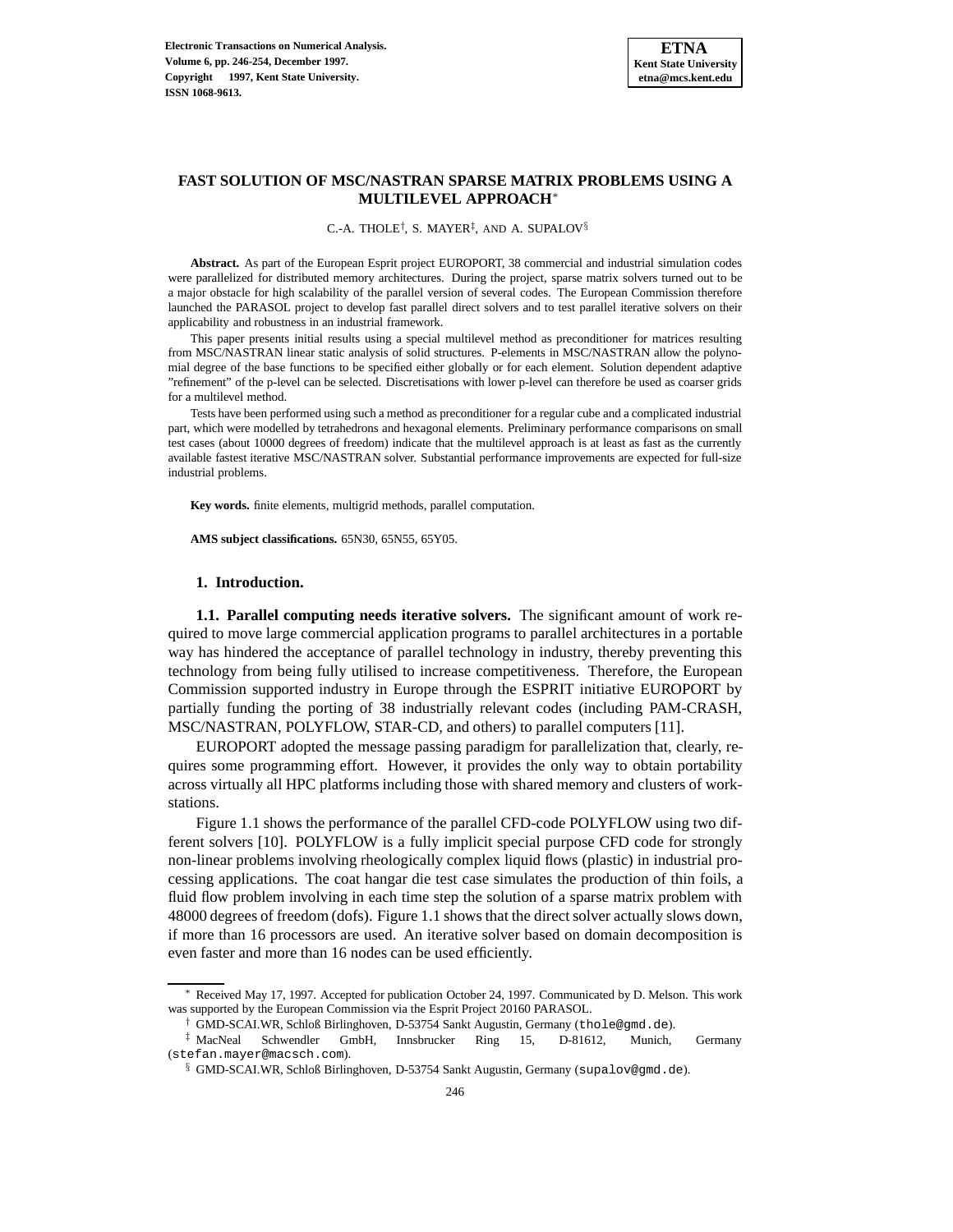# FAST SOLUTION OF MSC/NASTRAN SPARSE MATRIX PROBLEMS USING A MULTILEVEL APPROACH*

C.-A. THOLE†, S. MAYER‡, AND A. SUPALOV§

**Abstract.** As part of the European Esprit project EUROPORT, 38 commercial and industrial simulation codes were parallelized for distributed memory architectures. During the project, sparse matrix solvers turned out to be a major obstacle for high scalability of the parallel version of several codes. The European Commission therefore launched the PARASOL project to develop fast parallel direct solvers and to test parallel iterative solvers on their applicability and robustness in an industrial framework.

This paper presents initial results using a special multilevel method as preconditioner for matrices resulting from MSC/NASTRAN linear static analysis of solid structures. P-elements in MSC/NASTRAN allow the polynomial degree of the base functions to be specified either globally or for each element. Solution dependent adaptive "refinement" of the p-level can be selected. Discretisations with lower p-level can therefore be used as coarser grids for a multilevel method.

Tests have been performed using such a method as preconditioner for a regular cube and a complicated industrial part, which were modelled by tetrahedrons and hexagonal elements. Preliminary performance comparisons on small test cases (about 10000 degrees of freedom) indicate that the multilevel approach is at least as fast as the currently available fastest iterative MSC/NASTRAN solver. Substantial performance improvements are expected for full-size industrial problems.

**Key words.** finite elements, multigrid methods, parallel computation.

**AMS subject classifications.** 65N30, 65N55, 65Y05.

## 1. Introduction.

### 1.1. Parallel computing needs iterative solvers.

The significant amount of work required to move large commercial application programs to parallel architectures in a portable way has hindered the acceptance of parallel technology in industry, thereby preventing this technology from being fully utilised to increase competitiveness. Therefore, the European Commission supported industry in Europe through the ESPRIT initiative EUROPORT by partially funding the porting of 38 industrially relevant codes (including PAM-CRASH, MSC/NASTRAN, POLYFLOW, STAR-CD, and others) to parallel computers [11].

EUROPORT adopted the message passing paradigm for parallelization that, clearly, requires some programming effort. However, it provides the only way to obtain portability across virtually all HPC platforms including those with shared memory and clusters of workstations.

Figure 1.1 shows the performance of the parallel CFD-code POLYFLOW using two different solvers [10]. POLYFLOW is a fully implicit special purpose CFD code for strongly non-linear problems involving rheologically complex liquid flows (plastic) in industrial processing applications. The coat hangar die test case simulates the production of thin foils, a fluid flow problem involving in each time step the solution of a sparse matrix problem with 48000 degrees of freedom (dofs). Figure 1.1 shows that the direct solver actually slows down, if more than 16 processors are used. An iterative solver based on domain decomposition is even faster and more than 16 nodes can be used efficiently.

---

* Received May 17, 1997. Accepted for publication October 24, 1997. Communicated by D. Melson. This work was supported by the European Commission via the Esprit Project 20160 PARASOL.

† GMD-SCAI.WR, Schloß Birlinghoven, D-53754 Sankt Augustin, Germany (thole@gmd.de).

‡ MacNeal Schwendler GmbH, Innsbrucker Ring 15, D-81612, Munich, Germany (stefan.mayer@macsch.com).

§ GMD-SCAI.WR, Schloß Birlinghoven, D-53754 Sankt Augustin, Germany (supalov@gmd.de).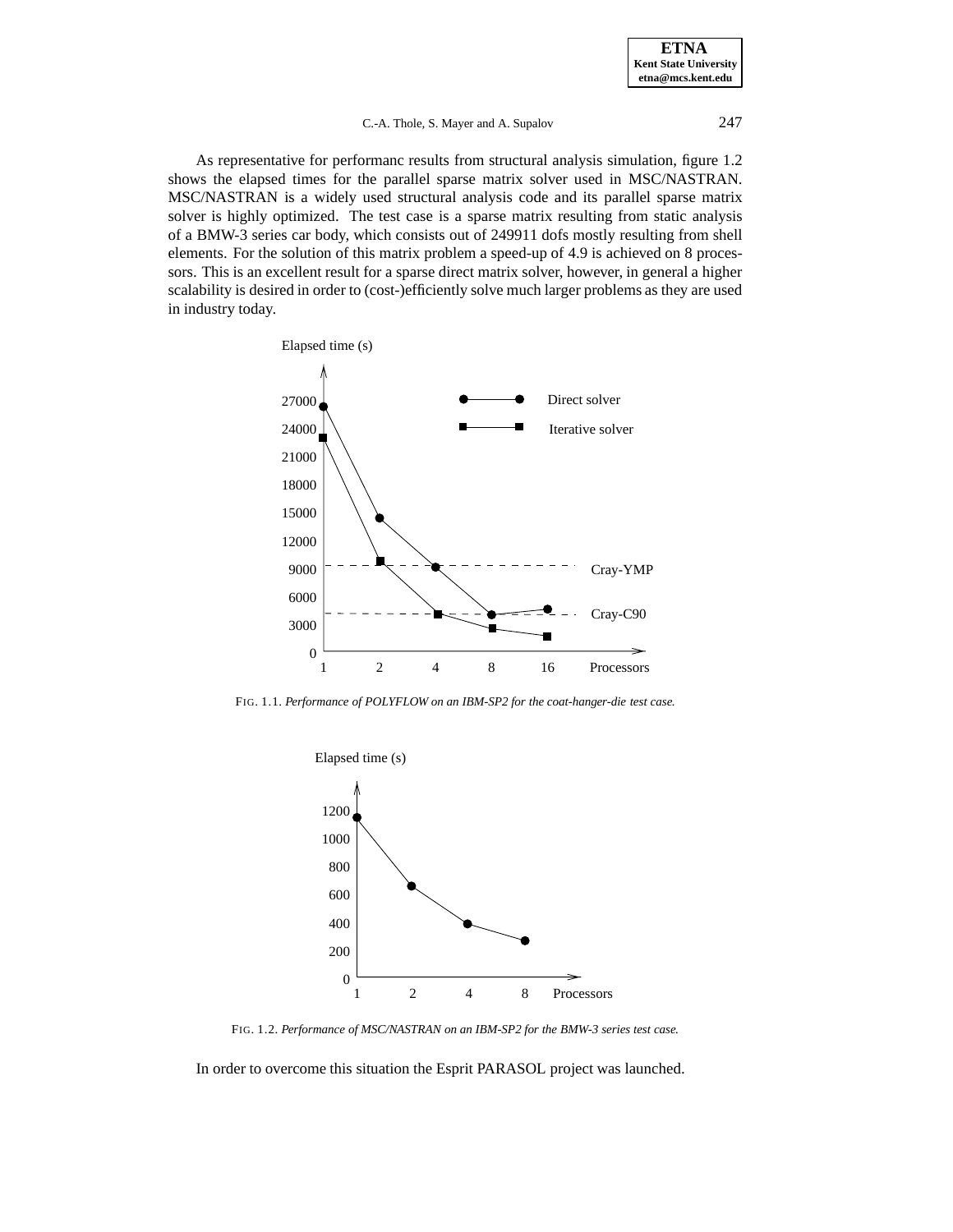As representative for performanc results from structural analysis simulation, figure 1.2 shows the elapsed times for the parallel sparse matrix solver used in MSC/NASTRAN. MSC/NASTRAN is a widely used structural analysis code and its parallel sparse matrix solver is highly optimized. The test case is a sparse matrix resulting from static analysis of a BMW-3 series car body, which consists out of 249911 dofs mostly resulting from shell elements. For the solution of this matrix problem a speed-up of 4.9 is achieved on 8 processors. This is an excellent result for a sparse direct matrix solver, however, in general a higher scalability is desired in order to (cost-)efficiently solve much larger problems as they are used in industry today.

FIG. 1.1. *Performance of POLYFLOW on an IBM-SP2 for the coat-hanger-die test case.*

FIG. 1.2. *Performance of MSC/NASTRAN on an IBM-SP2 for the BMW-3 series test case.*

In order to overcome this situation the Esprit PARASOL project was launched.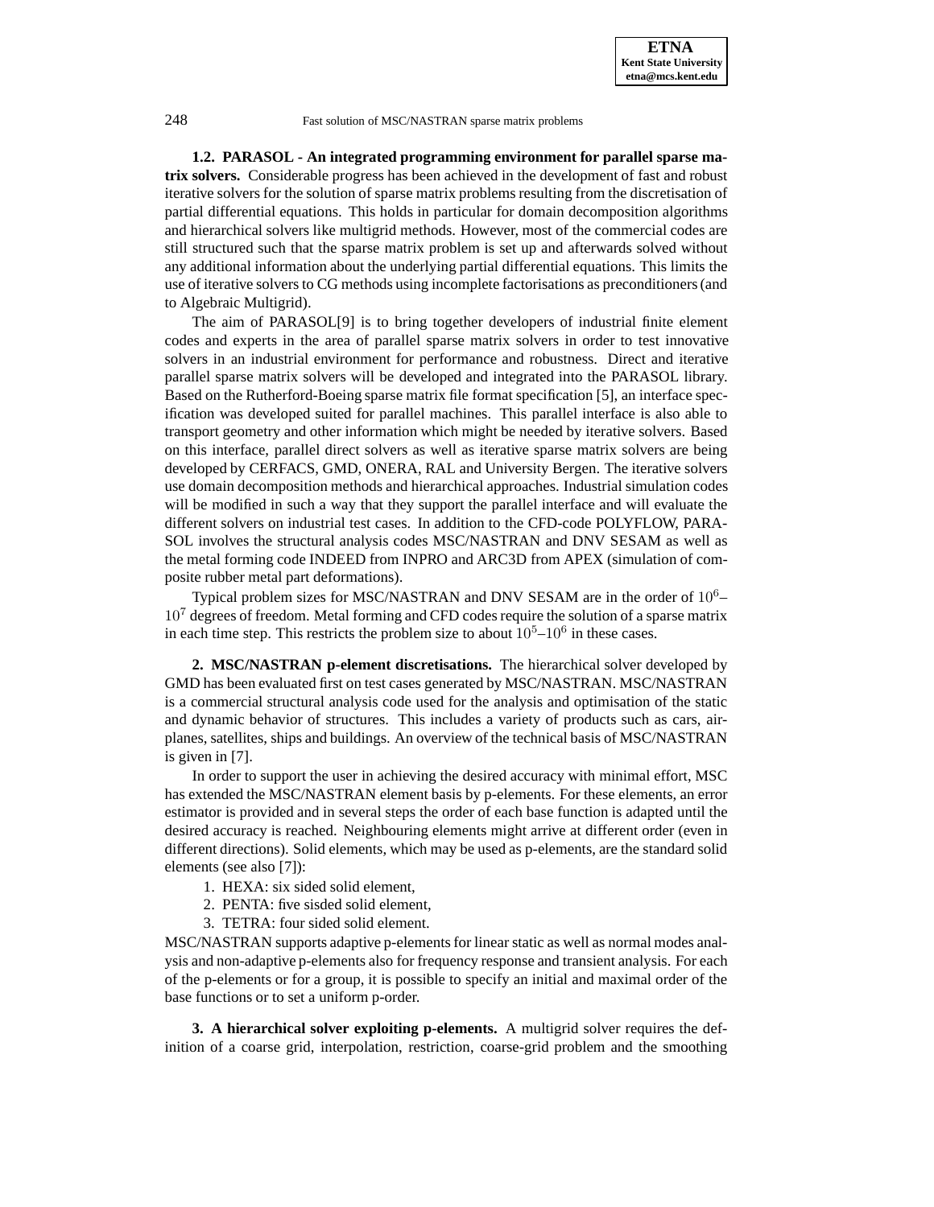**1.2. PARASOL - An integrated programming environment for parallel sparse matrix solvers.** Considerable progress has been achieved in the development of fast and robust iterative solvers for the solution of sparse matrix problems resulting from the discretisation of partial differential equations. This holds in particular for domain decomposition algorithms and hierarchical solvers like multigrid methods. However, most of the commercial codes are still structured such that the sparse matrix problem is set up and afterwards solved without any additional information about the underlying partial differential equations. This limits the use of iterative solvers to CG methods using incomplete factorisations as preconditioners (and to Algebraic Multigrid).

The aim of PARASOL[9] is to bring together developers of industrial finite element codes and experts in the area of parallel sparse matrix solvers in order to test innovative solvers in an industrial environment for performance and robustness. Direct and iterative parallel sparse matrix solvers will be developed and integrated into the PARASOL library. Based on the Rutherford-Boeing sparse matrix file format specification [5], an interface specification was developed suited for parallel machines. This parallel interface is also able to transport geometry and other information which might be needed by iterative solvers. Based on this interface, parallel direct solvers as well as iterative sparse matrix solvers are being developed by CERFACS, GMD, ONERA, RAL and University Bergen. The iterative solvers use domain decomposition methods and hierarchical approaches. Industrial simulation codes will be modified in such a way that they support the parallel interface and will evaluate the different solvers on industrial test cases. In addition to the CFD-code POLYFLOW, PARASOL involves the structural analysis codes MSC/NASTRAN and DNV SESAM as well as the metal forming code INDEED from INPRO and ARC3D from APEX (simulation of composite rubber metal part deformations).

Typical problem sizes for MSC/NASTRAN and DNV SESAM are in the order of $10^6$–$10^7$ degrees of freedom. Metal forming and CFD codes require the solution of a sparse matrix in each time step. This restricts the problem size to about $10^5$–$10^6$ in these cases.

**2. MSC/NASTRAN p-element discretisations.** The hierarchical solver developed by GMD has been evaluated first on test cases generated by MSC/NASTRAN. MSC/NASTRAN is a commercial structural analysis code used for the analysis and optimisation of the static and dynamic behavior of structures. This includes a variety of products such as cars, airplanes, satellites, ships and buildings. An overview of the technical basis of MSC/NASTRAN is given in [7].

In order to support the user in achieving the desired accuracy with minimal effort, MSC has extended the MSC/NASTRAN element basis by p-elements. For these elements, an error estimator is provided and in several steps the order of each base function is adapted until the desired accuracy is reached. Neighbouring elements might arrive at different order (even in different directions). Solid elements, which may be used as p-elements, are the standard solid elements (see also [7]):

1. HEXA: six sided solid element,
2. PENTA: five sisded solid element,
3. TETRA: four sided solid element.

MSC/NASTRAN supports adaptive p-elements for linear static as well as normal modes analysis and non-adaptive p-elements also for frequency response and transient analysis. For each of the p-elements or for a group, it is possible to specify an initial and maximal order of the base functions or to set a uniform p-order.

**3. A hierarchical solver exploiting p-elements.** A multigrid solver requires the definition of a coarse grid, interpolation, restriction, coarse-grid problem and the smoothing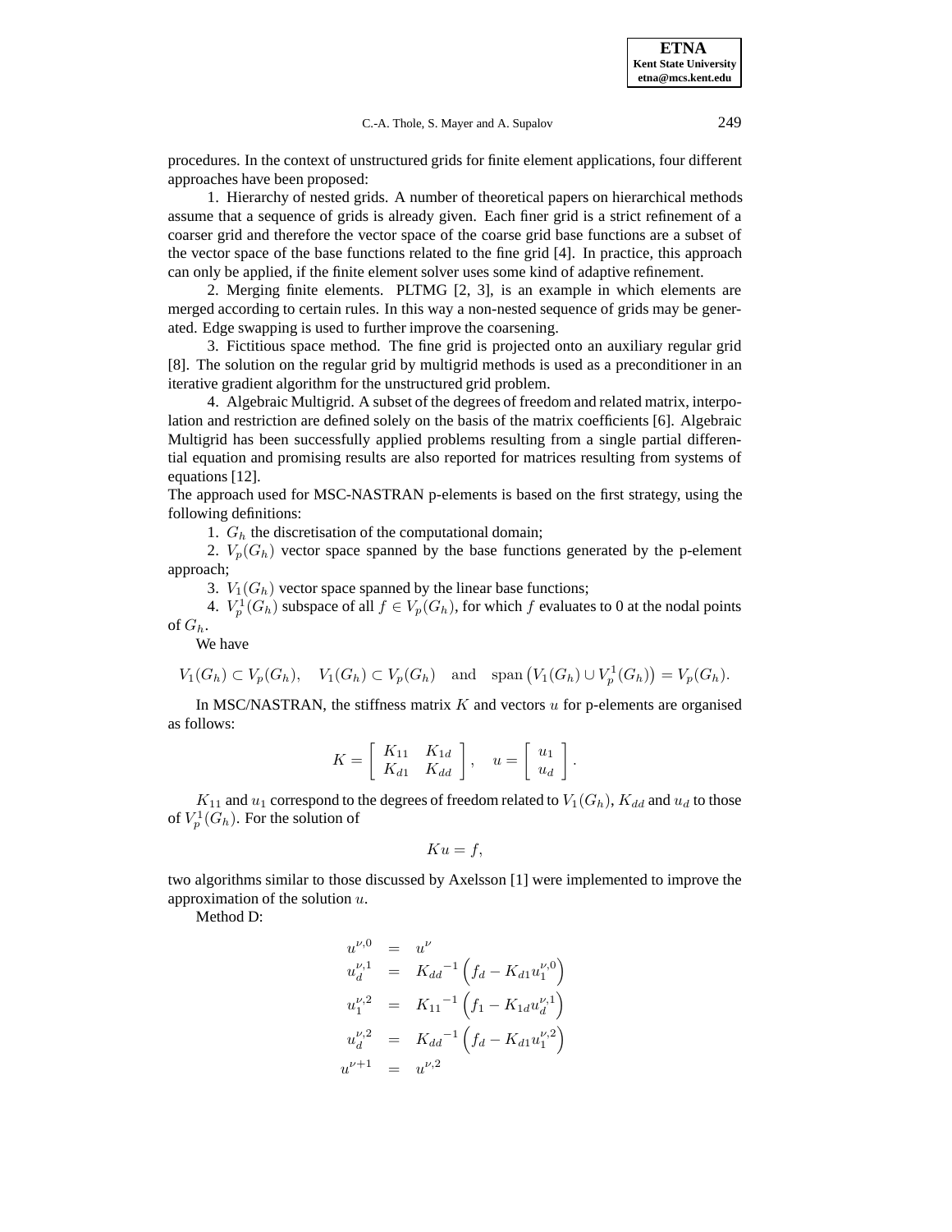procedures. In the context of unstructured grids for finite element applications, four different approaches have been proposed:

1. Hierarchy of nested grids. A number of theoretical papers on hierarchical methods assume that a sequence of grids is already given. Each finer grid is a strict refinement of a coarser grid and therefore the vector space of the coarse grid base functions are a subset of the vector space of the base functions related to the fine grid [4]. In practice, this approach can only be applied, if the finite element solver uses some kind of adaptive refinement.

2. Merging finite elements. PLTMG [2, 3], is an example in which elements are merged according to certain rules. In this way a non-nested sequence of grids may be generated. Edge swapping is used to further improve the coarsening.

3. Fictitious space method. The fine grid is projected onto an auxiliary regular grid [8]. The solution on the regular grid by multigrid methods is used as a preconditioner in an iterative gradient algorithm for the unstructured grid problem.

4. Algebraic Multigrid. A subset of the degrees of freedom and related matrix, interpolation and restriction are defined solely on the basis of the matrix coefficients [6]. Algebraic Multigrid has been successfully applied problems resulting from a single partial differential equation and promising results are also reported for matrices resulting from systems of equations [12].

The approach used for MSC-NASTRAN p-elements is based on the first strategy, using the following definitions:

1. $G_h$ the discretisation of the computational domain;

2. $V_p(G_h)$ vector space spanned by the base functions generated by the p-element approach;

3. $V_1(G_h)$ vector space spanned by the linear base functions;

4. $V_p^1(G_h)$ subspace of all $f \in V_p(G_h)$, for which $f$ evaluates to 0 at the nodal points of $G_h$.

We have

$$V_1(G_h) \subset V_p(G_h), \quad V_1(G_h) \subset V_p(G_h) \quad \text{and} \quad \text{span}\left(V_1(G_h) \cup V_p^1(G_h)\right) = V_p(G_h).$$

In MSC/NASTRAN, the stiffness matrix $K$ and vectors $u$ for p-elements are organised as follows:

$$K = \begin{bmatrix} K_{11} & K_{1d} \\ K_{d1} & K_{dd} \end{bmatrix}, \quad u = \begin{bmatrix} u_1 \\ u_d \end{bmatrix}.$$

$K_{11}$ and $u_1$ correspond to the degrees of freedom related to $V_1(G_h)$, $K_{dd}$ and $u_d$ to those of $V_p^1(G_h)$. For the solution of

$$Ku = f,$$

two algorithms similar to those discussed by Axelsson [1] were implemented to improve the approximation of the solution $u$.

Method D:

$$\begin{aligned}
u^{\nu,0} &= u^{\nu} \\
u_d^{\nu,1} &= K_{dd}{}^{-1}\left(f_d - K_{d1}u_1^{\nu,0}\right) \\
u_1^{\nu,2} &= K_{11}{}^{-1}\left(f_1 - K_{1d}u_d^{\nu,1}\right) \\
u_d^{\nu,2} &= K_{dd}{}^{-1}\left(f_d - K_{d1}u_1^{\nu,2}\right) \\
u^{\nu+1} &= u^{\nu,2}
\end{aligned}$$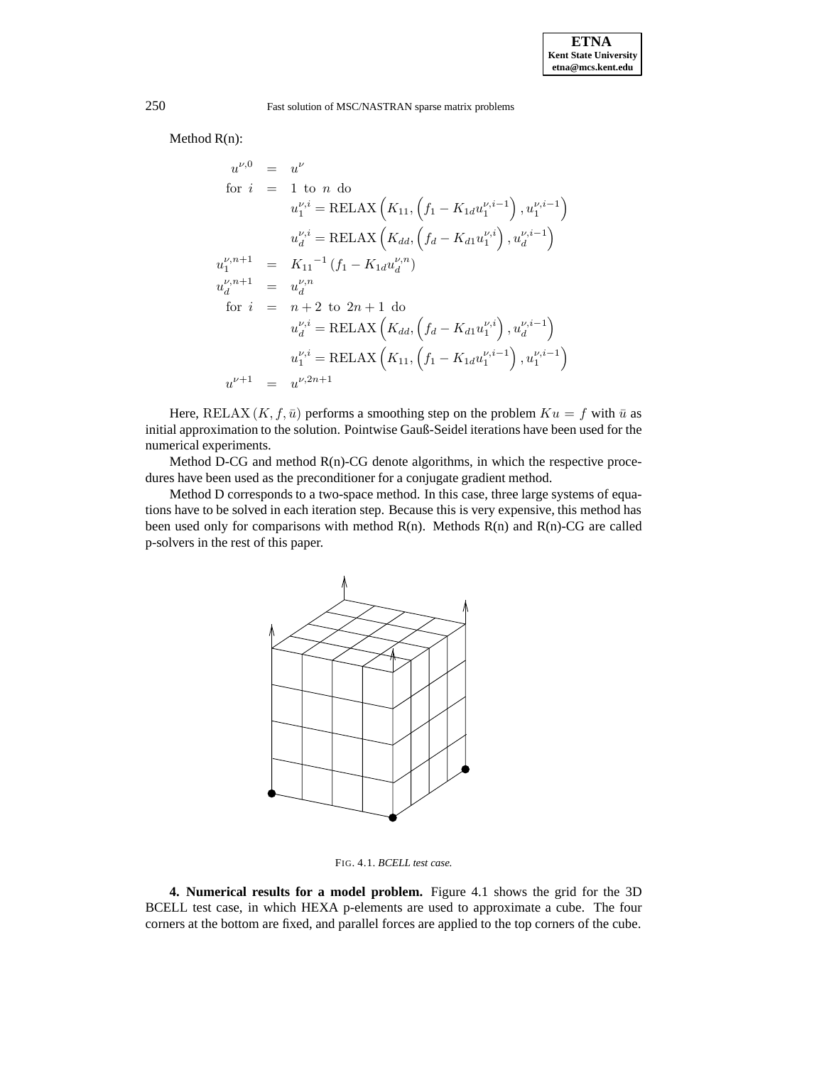Method R(n):

$$
\begin{aligned}
u^{\nu,0} &= u^{\nu} \\
\text{for } i &= 1 \text{ to } n \text{ do} \\
&\quad u_1^{\nu,i} = \text{RELAX}\left(K_{11}, \left(f_1 - K_{1d}u_1^{\nu,i-1}\right), u_1^{\nu,i-1}\right) \\
&\quad u_d^{\nu,i} = \text{RELAX}\left(K_{dd}, \left(f_d - K_{d1}u_1^{\nu,i}\right), u_d^{\nu,i-1}\right) \\
u_1^{\nu,n+1} &= {K_{11}}^{-1}\left(f_1 - K_{1d}u_d^{\nu,n}\right) \\
u_d^{\nu,n+1} &= u_d^{\nu,n} \\
\text{for } i &= n+2 \text{ to } 2n+1 \text{ do} \\
&\quad u_d^{\nu,i} = \text{RELAX}\left(K_{dd}, \left(f_d - K_{d1}u_1^{\nu,i}\right), u_d^{\nu,i-1}\right) \\
&\quad u_1^{\nu,i} = \text{RELAX}\left(K_{11}, \left(f_1 - K_{1d}u_1^{\nu,i-1}\right), u_1^{\nu,i-1}\right) \\
u^{\nu+1} &= u^{\nu,2n+1}
\end{aligned}
$$

Here, $\text{RELAX}\,(K, f, \bar{u})$ performs a smoothing step on the problem $Ku = f$ with $\bar{u}$ as initial approximation to the solution. Pointwise Gauß-Seidel iterations have been used for the numerical experiments.

Method D-CG and method R(n)-CG denote algorithms, in which the respective procedures have been used as the preconditioner for a conjugate gradient method.

Method D corresponds to a two-space method. In this case, three large systems of equations have to be solved in each iteration step. Because this is very expensive, this method has been used only for comparisons with method R(n). Methods R(n) and R(n)-CG are called p-solvers in the rest of this paper.

FIG. 4.1. *BCELL test case.*

**4. Numerical results for a model problem.** Figure 4.1 shows the grid for the 3D BCELL test case, in which HEXA p-elements are used to approximate a cube. The four corners at the bottom are fixed, and parallel forces are applied to the top corners of the cube.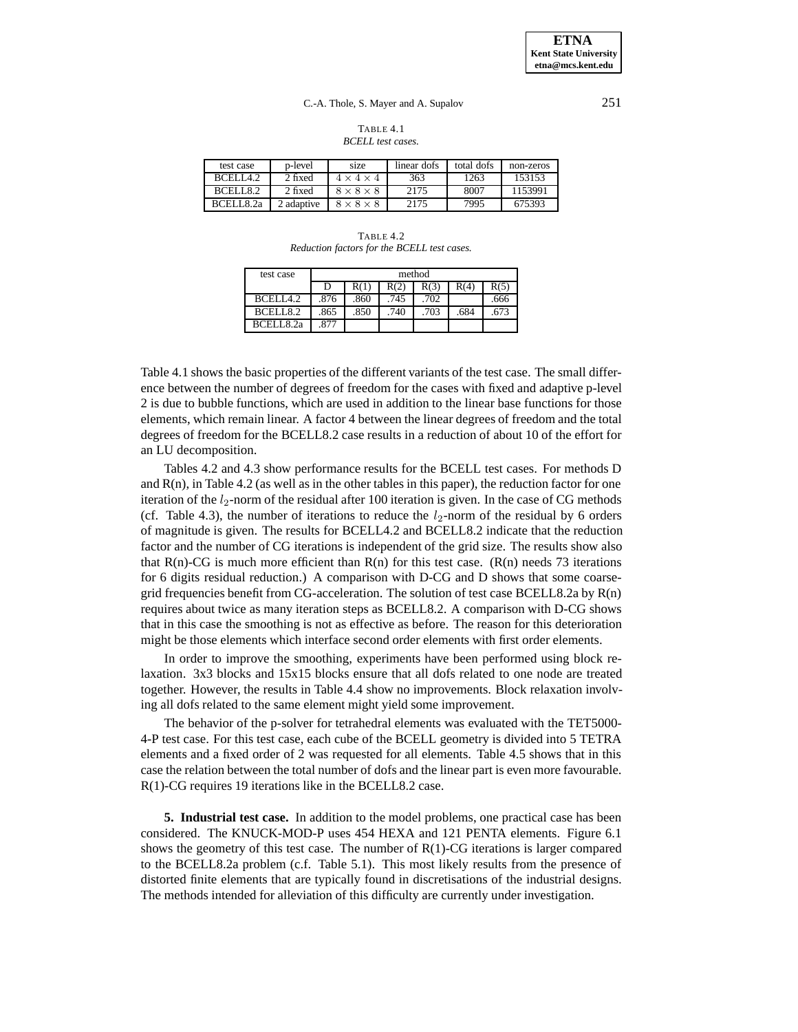TABLE 4.1
*BCELL test cases.*

| test case | p-level | size | linear dofs | total dofs | non-zeros |
|---|---|---|---|---|---|
| BCELL4.2 | 2 fixed | $4 \times 4 \times 4$ | 363 | 1263 | 153153 |
| BCELL8.2 | 2 fixed | $8 \times 8 \times 8$ | 2175 | 8007 | 1153991 |
| BCELL8.2a | 2 adaptive | $8 \times 8 \times 8$ | 2175 | 7995 | 675393 |

TABLE 4.2
*Reduction factors for the BCELL test cases.*

| test case | method | | | | | |
|---|---|---|---|---|---|---|
| | D | R(1) | R(2) | R(3) | R(4) | R(5) |
| BCELL4.2 | .876 | .860 | .745 | .702 | | .666 |
| BCELL8.2 | .865 | .850 | .740 | .703 | .684 | .673 |
| BCELL8.2a | .877 | | | | | |

Table 4.1 shows the basic properties of the different variants of the test case. The small difference between the number of degrees of freedom for the cases with fixed and adaptive p-level 2 is due to bubble functions, which are used in addition to the linear base functions for those elements, which remain linear. A factor 4 between the linear degrees of freedom and the total degrees of freedom for the BCELL8.2 case results in a reduction of about 10 of the effort for an LU decomposition.

Tables 4.2 and 4.3 show performance results for the BCELL test cases. For methods D and R(n), in Table 4.2 (as well as in the other tables in this paper), the reduction factor for one iteration of the $l_2$-norm of the residual after 100 iteration is given. In the case of CG methods (cf. Table 4.3), the number of iterations to reduce the $l_2$-norm of the residual by 6 orders of magnitude is given. The results for BCELL4.2 and BCELL8.2 indicate that the reduction factor and the number of CG iterations is independent of the grid size. The results show also that R(n)-CG is much more efficient than R(n) for this test case. (R(n) needs 73 iterations for 6 digits residual reduction.) A comparison with D-CG and D shows that some coarse-grid frequencies benefit from CG-acceleration. The solution of test case BCELL8.2a by R(n) requires about twice as many iteration steps as BCELL8.2. A comparison with D-CG shows that in this case the smoothing is not as effective as before. The reason for this deterioration might be those elements which interface second order elements with first order elements.

In order to improve the smoothing, experiments have been performed using block relaxation. 3x3 blocks and 15x15 blocks ensure that all dofs related to one node are treated together. However, the results in Table 4.4 show no improvements. Block relaxation involving all dofs related to the same element might yield some improvement.

The behavior of the p-solver for tetrahedral elements was evaluated with the TET5000-4-P test case. For this test case, each cube of the BCELL geometry is divided into 5 TETRA elements and a fixed order of 2 was requested for all elements. Table 4.5 shows that in this case the relation between the total number of dofs and the linear part is even more favourable. R(1)-CG requires 19 iterations like in the BCELL8.2 case.

**5. Industrial test case.** In addition to the model problems, one practical case has been considered. The KNUCK-MOD-P uses 454 HEXA and 121 PENTA elements. Figure 6.1 shows the geometry of this test case. The number of R(1)-CG iterations is larger compared to the BCELL8.2a problem (c.f. Table 5.1). This most likely results from the presence of distorted finite elements that are typically found in discretisations of the industrial designs. The methods intended for alleviation of this difficulty are currently under investigation.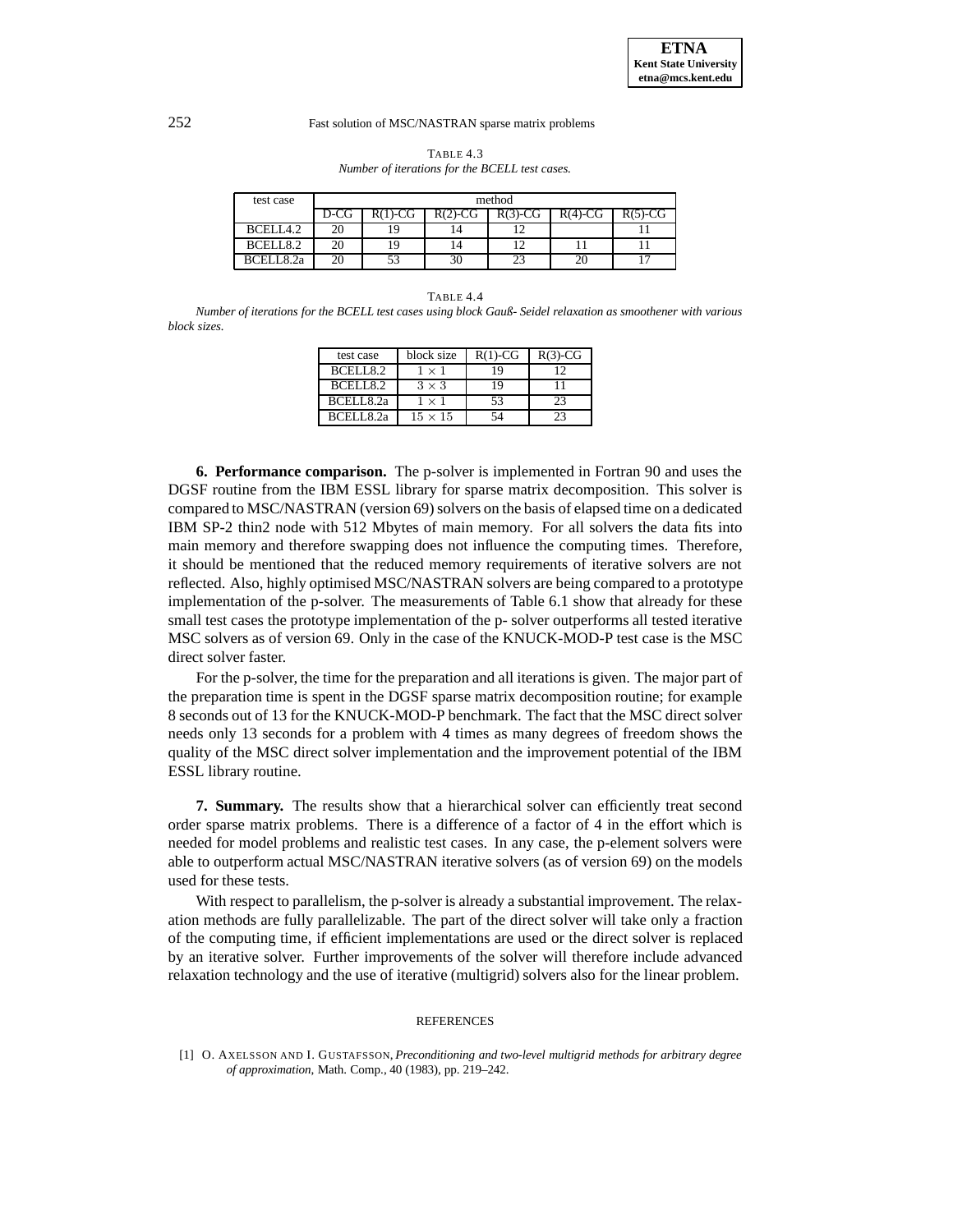TABLE 4.3

*Number of iterations for the BCELL test cases.*

| test case | method | | | | | |
|---|---|---|---|---|---|---|
| | D-CG | R(1)-CG | R(2)-CG | R(3)-CG | R(4)-CG | R(5)-CG |
| BCELL4.2 | 20 | 19 | 14 | 12 | | 11 |
| BCELL8.2 | 20 | 19 | 14 | 12 | 11 | 11 |
| BCELL8.2a | 20 | 53 | 30 | 23 | 20 | 17 |

TABLE 4.4

*Number of iterations for the BCELL test cases using block Gauß- Seidel relaxation as smoothener with various block sizes.*

| test case | block size | R(1)-CG | R(3)-CG |
|---|---|---|---|
| BCELL8.2 | $1 \times 1$ | 19 | 12 |
| BCELL8.2 | $3 \times 3$ | 19 | 11 |
| BCELL8.2a | $1 \times 1$ | 53 | 23 |
| BCELL8.2a | $15 \times 15$ | 54 | 23 |

**6. Performance comparison.** The p-solver is implemented in Fortran 90 and uses the DGSF routine from the IBM ESSL library for sparse matrix decomposition. This solver is compared to MSC/NASTRAN (version 69) solvers on the basis of elapsed time on a dedicated IBM SP-2 thin2 node with 512 Mbytes of main memory. For all solvers the data fits into main memory and therefore swapping does not influence the computing times. Therefore, it should be mentioned that the reduced memory requirements of iterative solvers are not reflected. Also, highly optimised MSC/NASTRAN solvers are being compared to a prototype implementation of the p-solver. The measurements of Table 6.1 show that already for these small test cases the prototype implementation of the p- solver outperforms all tested iterative MSC solvers as of version 69. Only in the case of the KNUCK-MOD-P test case is the MSC direct solver faster.

For the p-solver, the time for the preparation and all iterations is given. The major part of the preparation time is spent in the DGSF sparse matrix decomposition routine; for example 8 seconds out of 13 for the KNUCK-MOD-P benchmark. The fact that the MSC direct solver needs only 13 seconds for a problem with 4 times as many degrees of freedom shows the quality of the MSC direct solver implementation and the improvement potential of the IBM ESSL library routine.

**7. Summary.** The results show that a hierarchical solver can efficiently treat second order sparse matrix problems. There is a difference of a factor of 4 in the effort which is needed for model problems and realistic test cases. In any case, the p-element solvers were able to outperform actual MSC/NASTRAN iterative solvers (as of version 69) on the models used for these tests.

With respect to parallelism, the p-solver is already a substantial improvement. The relaxation methods are fully parallelizable. The part of the direct solver will take only a fraction of the computing time, if efficient implementations are used or the direct solver is replaced by an iterative solver. Further improvements of the solver will therefore include advanced relaxation technology and the use of iterative (multigrid) solvers also for the linear problem.

REFERENCES

[1] O. AXELSSON AND I. GUSTAFSSON, *Preconditioning and two-level multigrid methods for arbitrary degree of approximation*, Math. Comp., 40 (1983), pp. 219–242.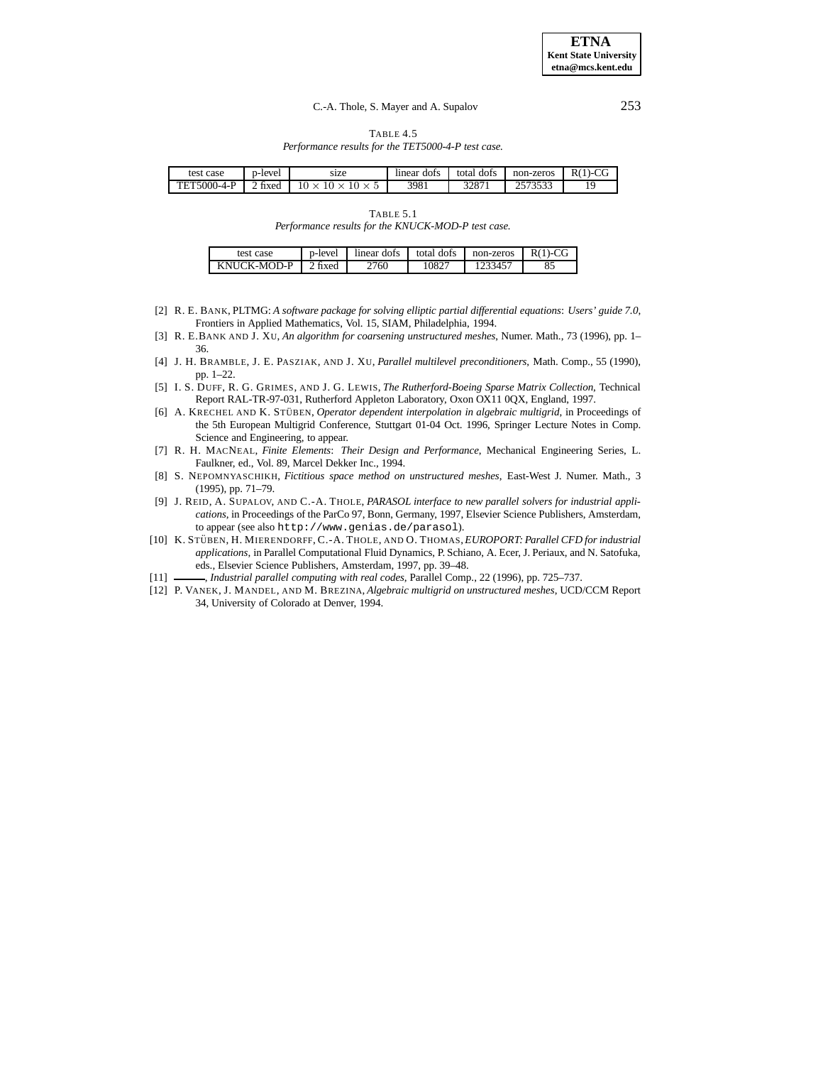TABLE 4.5
*Performance results for the TET5000-4-P test case.*

| test case | p-level | size | linear dofs | total dofs | non-zeros | R(1)-CG |
|---|---|---|---|---|---|---|
| TET5000-4-P | 2 fixed | $10 \times 10 \times 10 \times 5$ | 3981 | 32871 | 2573533 | 19 |

TABLE 5.1
*Performance results for the KNUCK-MOD-P test case.*

| test case | p-level | linear dofs | total dofs | non-zeros | R(1)-CG |
|---|---|---|---|---|---|
| KNUCK-MOD-P | 2 fixed | 2760 | 10827 | 1233457 | 85 |

[2] R. E. BANK, PLTMG: *A software package for solving elliptic partial differential equations*: *Users' guide 7.0*, Frontiers in Applied Mathematics, Vol. 15, SIAM, Philadelphia, 1994.

[3] R. E. BANK AND J. XU, *An algorithm for coarsening unstructured meshes*, Numer. Math., 73 (1996), pp. 1–36.

[4] J. H. BRAMBLE, J. E. PASZIAK, AND J. XU, *Parallel multilevel preconditioners*, Math. Comp., 55 (1990), pp. 1–22.

[5] I. S. DUFF, R. G. GRIMES, AND J. G. LEWIS, *The Rutherford-Boeing Sparse Matrix Collection*, Technical Report RAL-TR-97-031, Rutherford Appleton Laboratory, Oxon OX11 0QX, England, 1997.

[6] A. KRECHEL AND K. STÜBEN, *Operator dependent interpolation in algebraic multigrid*, in Proceedings of the 5th European Multigrid Conference, Stuttgart 01-04 Oct. 1996, Springer Lecture Notes in Comp. Science and Engineering, to appear.

[7] R. H. MACNEAL, *Finite Elements*: *Their Design and Performance*, Mechanical Engineering Series, L. Faulkner, ed., Vol. 89, Marcel Dekker Inc., 1994.

[8] S. NEPOMNYASCHIKH, *Fictitious space method on unstructured meshes*, East-West J. Numer. Math., 3 (1995), pp. 71–79.

[9] J. REID, A. SUPALOV, AND C.-A. THOLE, *PARASOL interface to new parallel solvers for industrial applications*, in Proceedings of the ParCo 97, Bonn, Germany, 1997, Elsevier Science Publishers, Amsterdam, to appear (see also `http://www.genias.de/parasol`).

[10] K. STÜBEN, H. MIERENDORFF, C.-A. THOLE, AND O. THOMAS, *EUROPORT: Parallel CFD for industrial applications*, in Parallel Computational Fluid Dynamics, P. Schiano, A. Ecer, J. Periaux, and N. Satofuka, eds., Elsevier Science Publishers, Amsterdam, 1997, pp. 39–48.

[11] ———, *Industrial parallel computing with real codes*, Parallel Comp., 22 (1996), pp. 725–737.

[12] P. VANEK, J. MANDEL, AND M. BREZINA, *Algebraic multigrid on unstructured meshes*, UCD/CCM Report 34, University of Colorado at Denver, 1994.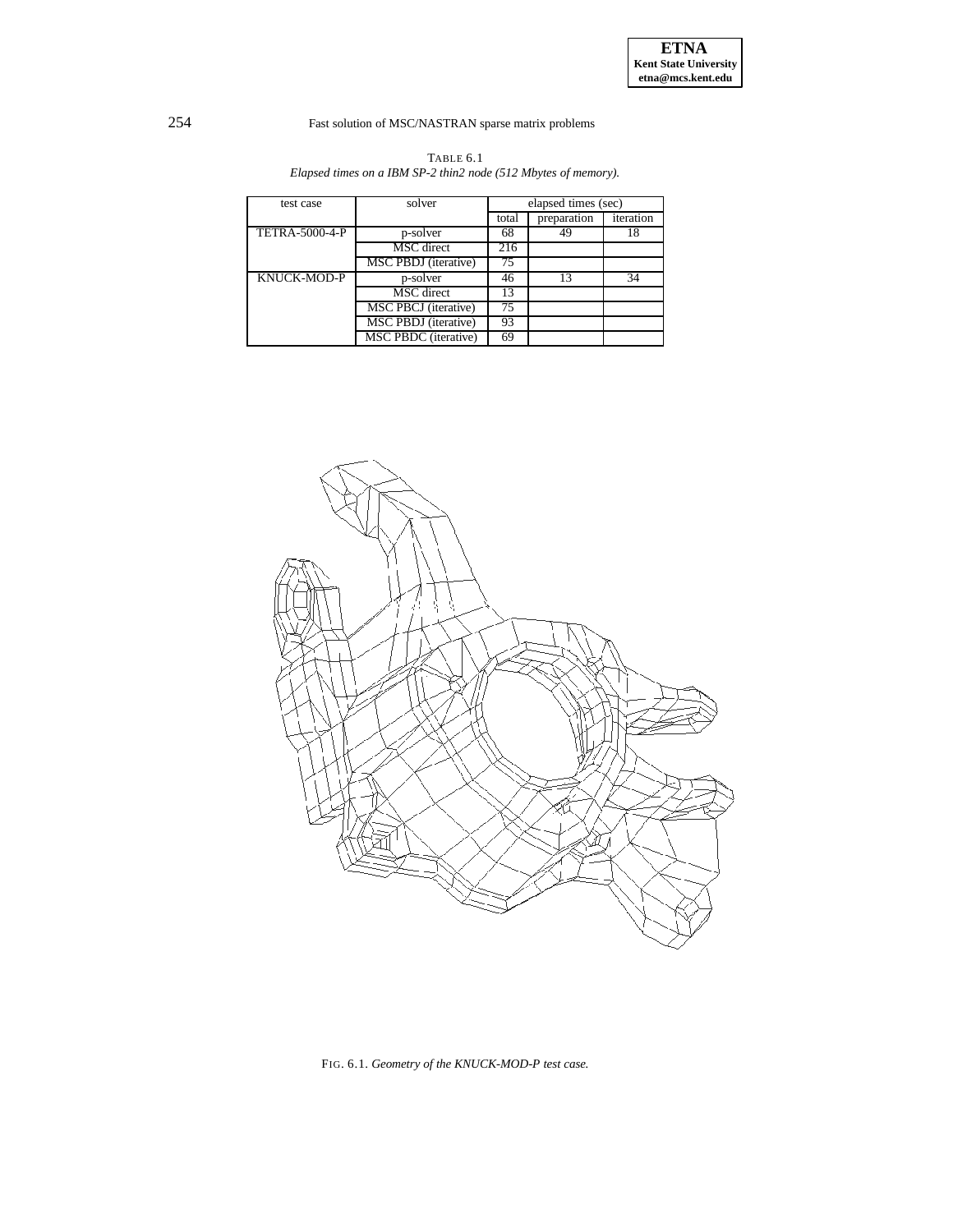TABLE 6.1
*Elapsed times on a IBM SP-2 thin2 node (512 Mbytes of memory).*

| test case | solver | elapsed times (sec) | | |
|---|---|---|---|---|
| | | total | preparation | iteration |
| TETRA-5000-4-P | p-solver | 68 | 49 | 18 |
| | MSC direct | 216 | | |
| | MSC PBDJ (iterative) | 75 | | |
| KNUCK-MOD-P | p-solver | 46 | 13 | 34 |
| | MSC direct | 13 | | |
| | MSC PBCJ (iterative) | 75 | | |
| | MSC PBDJ (iterative) | 93 | | |
| | MSC PBDC (iterative) | 69 | | |

FIG. 6.1. *Geometry of the KNUCK-MOD-P test case.*